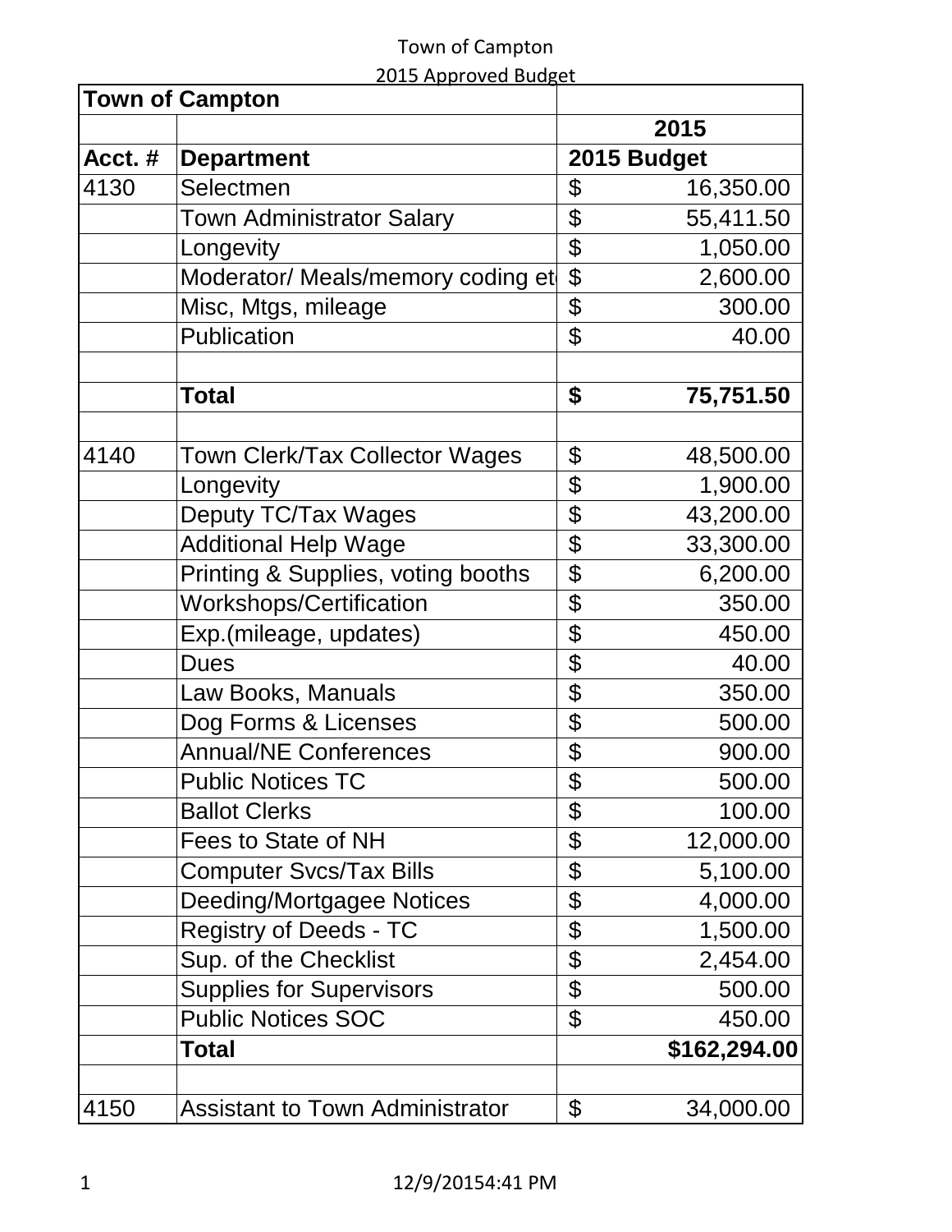Town of Campton

2015 Approved Budget

| Town of Campton | | |
|---|---|---|
| | | 2015 |
| Acct. # | Department | 2015 Budget |
| 4130 | Selectmen | $ 16,350.00 |
| | Town Administrator Salary | $ 55,411.50 |
| | Longevity | $ 1,050.00 |
| | Moderator/ Meals/memory coding et | $ 2,600.00 |
| | Misc, Mtgs, mileage | $ 300.00 |
| | Publication | $ 40.00 |
| | | |
| | **Total** | **$ 75,751.50** |
| | | |
| 4140 | Town Clerk/Tax Collector Wages | $ 48,500.00 |
| | Longevity | $ 1,900.00 |
| | Deputy TC/Tax Wages | $ 43,200.00 |
| | Additional Help Wage | $ 33,300.00 |
| | Printing & Supplies, voting booths | $ 6,200.00 |
| | Workshops/Certification | $ 350.00 |
| | Exp.(mileage, updates) | $ 450.00 |
| | Dues | $ 40.00 |
| | Law Books, Manuals | $ 350.00 |
| | Dog Forms & Licenses | $ 500.00 |
| | Annual/NE Conferences | $ 900.00 |
| | Public Notices TC | $ 500.00 |
| | Ballot Clerks | $ 100.00 |
| | Fees to State of NH | $ 12,000.00 |
| | Computer Svcs/Tax Bills | $ 5,100.00 |
| | Deeding/Mortgagee Notices | $ 4,000.00 |
| | Registry of Deeds - TC | $ 1,500.00 |
| | Sup. of the Checklist | $ 2,454.00 |
| | Supplies for Supervisors | $ 500.00 |
| | Public Notices SOC | $ 450.00 |
| | **Total** | **$162,294.00** |
| | | |
| 4150 | Assistant to Town Administrator | $ 34,000.00 |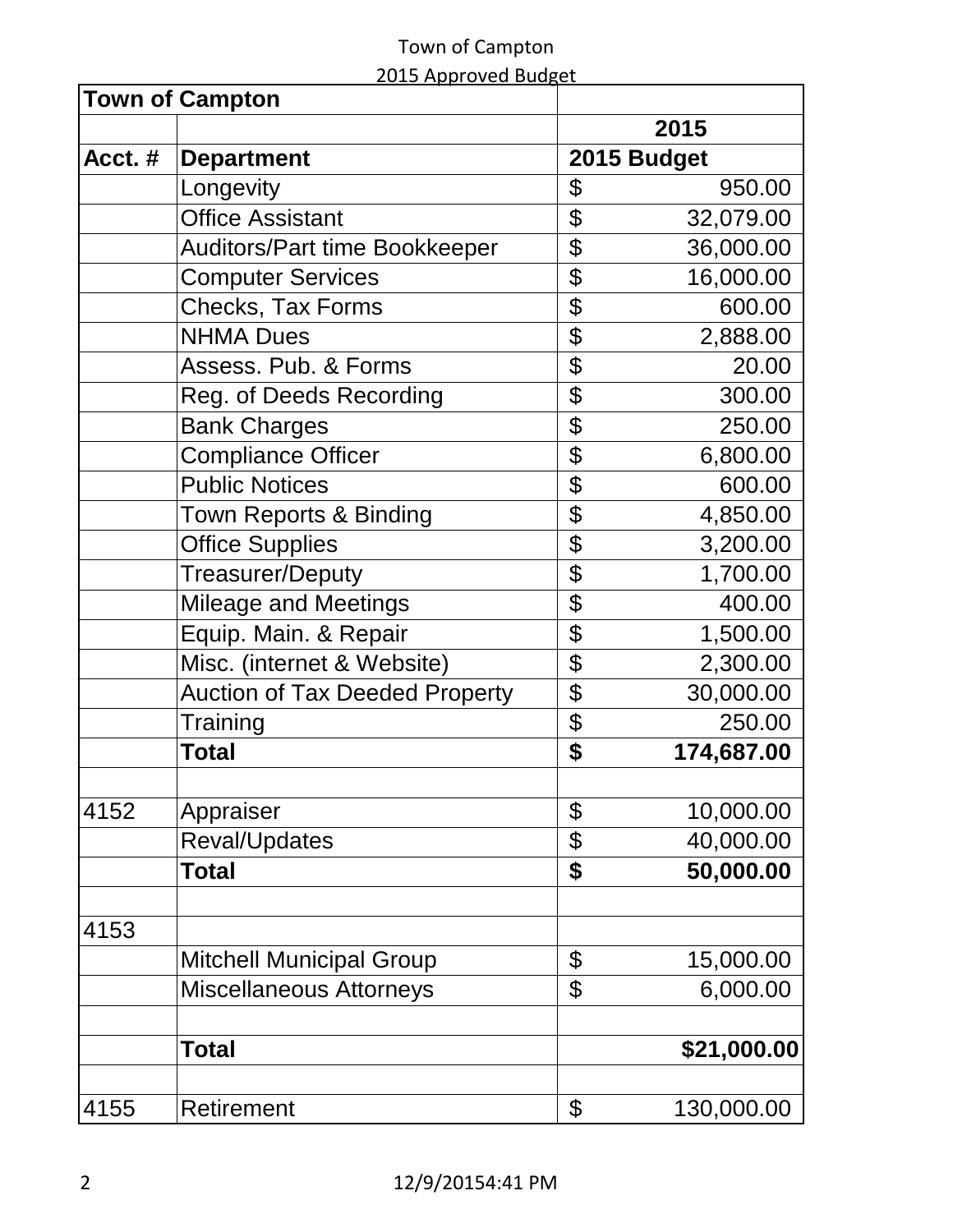Town of Campton
2015 Approved Budget

| Town of Campton | | |
|---|---|---|
| | | 2015 |
| **Acct. #** | **Department** | **2015 Budget** |
| | Longevity | $ 950.00 |
| | Office Assistant | $ 32,079.00 |
| | Auditors/Part time Bookkeeper | $ 36,000.00 |
| | Computer Services | $ 16,000.00 |
| | Checks, Tax Forms | $ 600.00 |
| | NHMA Dues | $ 2,888.00 |
| | Assess. Pub. & Forms | $ 20.00 |
| | Reg. of Deeds Recording | $ 300.00 |
| | Bank Charges | $ 250.00 |
| | Compliance Officer | $ 6,800.00 |
| | Public Notices | $ 600.00 |
| | Town Reports & Binding | $ 4,850.00 |
| | Office Supplies | $ 3,200.00 |
| | Treasurer/Deputy | $ 1,700.00 |
| | Mileage and Meetings | $ 400.00 |
| | Equip. Main. & Repair | $ 1,500.00 |
| | Misc. (internet & Website) | $ 2,300.00 |
| | Auction of Tax Deeded Property | $ 30,000.00 |
| | Training | $ 250.00 |
| | **Total** | **$ 174,687.00** |
| | | |
| 4152 | Appraiser | $ 10,000.00 |
| | Reval/Updates | $ 40,000.00 |
| | **Total** | **$ 50,000.00** |
| | | |
| 4153 | | |
| | Mitchell Municipal Group | $ 15,000.00 |
| | Miscellaneous Attorneys | $ 6,000.00 |
| | | |
| | **Total** | **$21,000.00** |
| | | |
| 4155 | Retirement | $ 130,000.00 |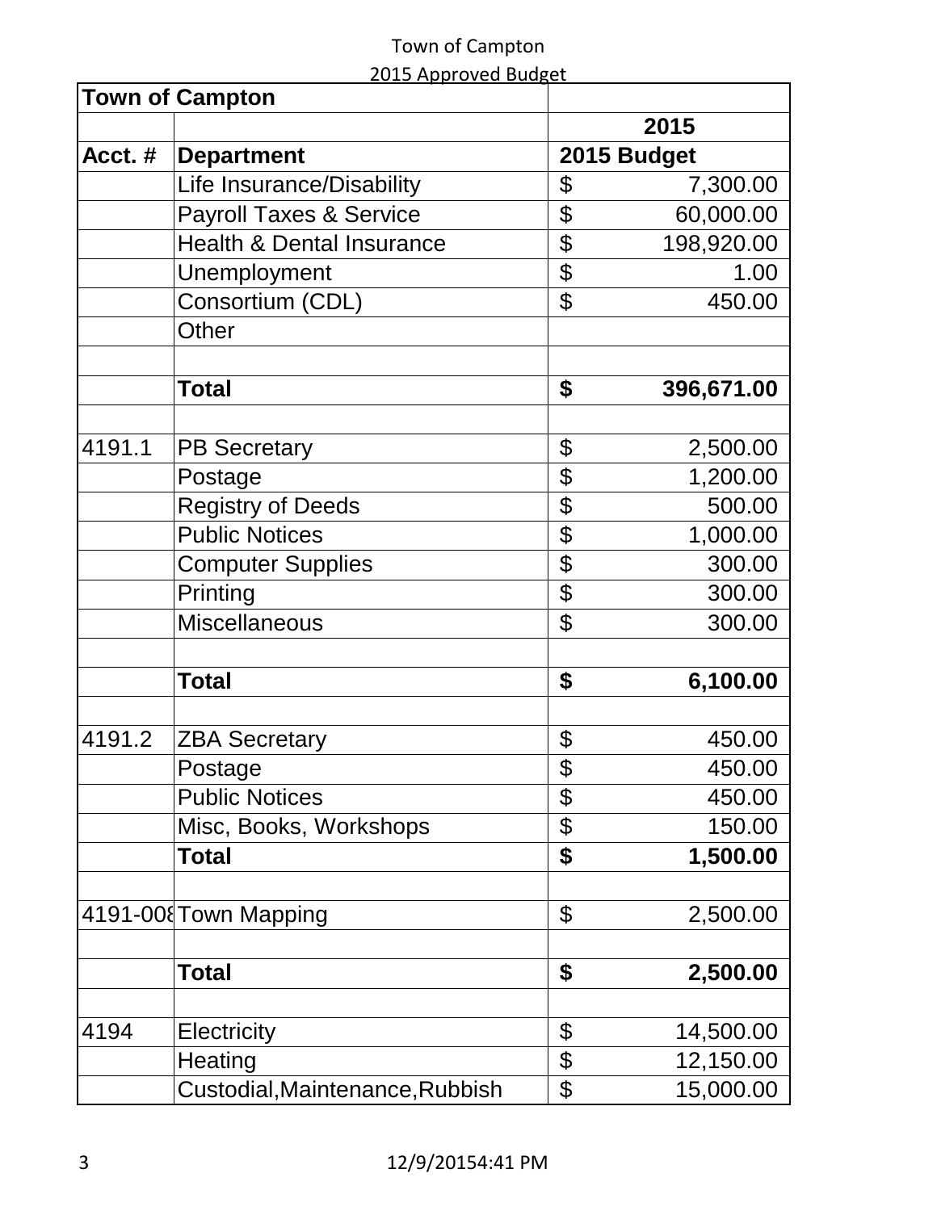| Town of Campton | | |
| --- | --- | --- |
| | | **2015** |
| **Acct. #** | **Department** | **2015 Budget** |
| | Life Insurance/Disability | $ 7,300.00 |
| | Payroll Taxes & Service | $ 60,000.00 |
| | Health & Dental Insurance | $ 198,920.00 |
| | Unemployment | $ 1.00 |
| | Consortium (CDL) | $ 450.00 |
| | Other | |
| | | |
| | **Total** | **$ 396,671.00** |
| | | |
| 4191.1 | PB Secretary | $ 2,500.00 |
| | Postage | $ 1,200.00 |
| | Registry of Deeds | $ 500.00 |
| | Public Notices | $ 1,000.00 |
| | Computer Supplies | $ 300.00 |
| | Printing | $ 300.00 |
| | Miscellaneous | $ 300.00 |
| | | |
| | **Total** | **$ 6,100.00** |
| | | |
| 4191.2 | ZBA Secretary | $ 450.00 |
| | Postage | $ 450.00 |
| | Public Notices | $ 450.00 |
| | Misc, Books, Workshops | $ 150.00 |
| | **Total** | **$ 1,500.00** |
| | | |
| 4191-008 | Town Mapping | $ 2,500.00 |
| | | |
| | **Total** | **$ 2,500.00** |
| | | |
| 4194 | Electricity | $ 14,500.00 |
| | Heating | $ 12,150.00 |
| | Custodial,Maintenance,Rubbish | $ 15,000.00 |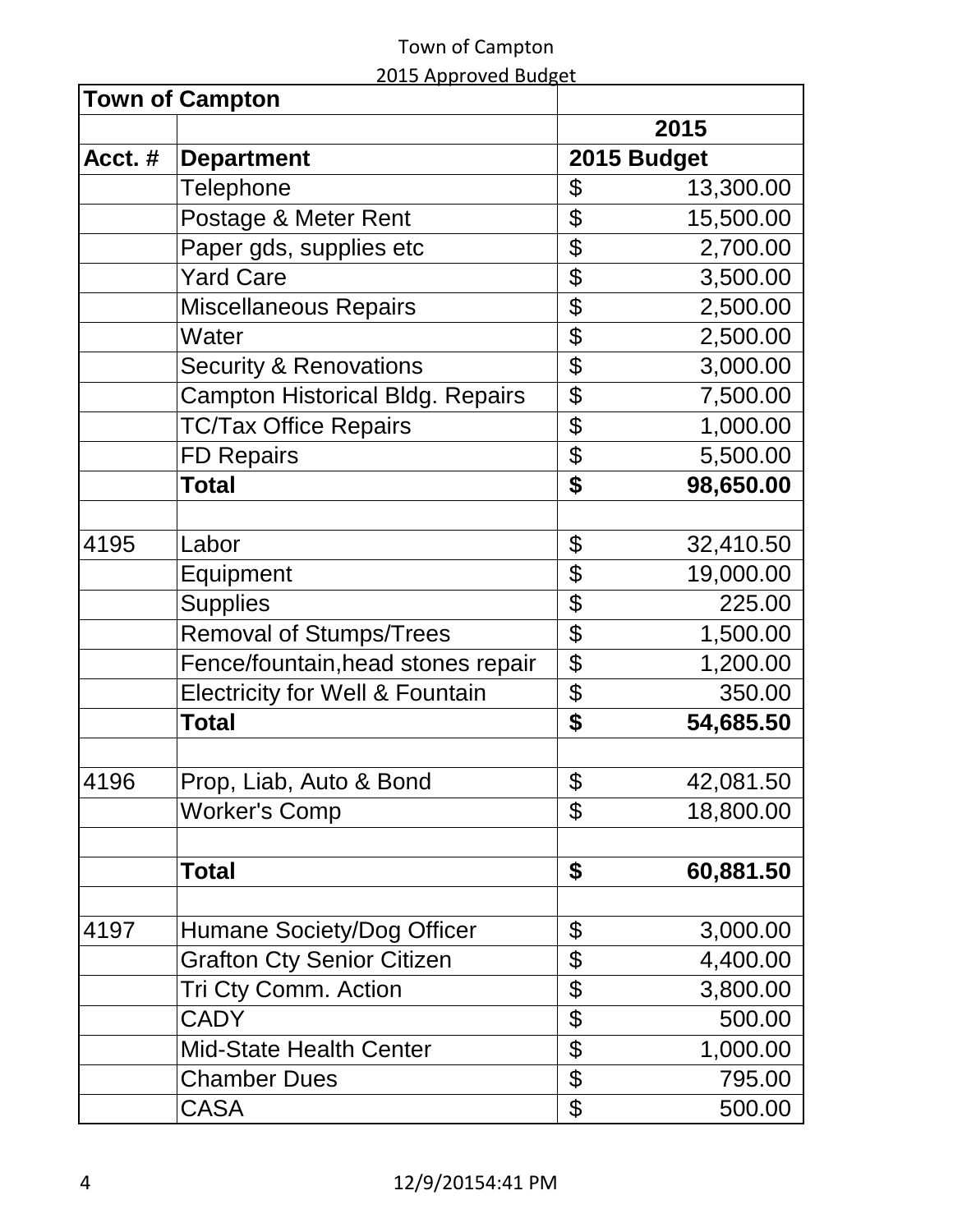| Town of Campton | | |
|---|---|---|
| | | 2015 |
| Acct. # | Department | 2015 Budget |
| | Telephone | $ 13,300.00 |
| | Postage & Meter Rent | $ 15,500.00 |
| | Paper gds, supplies etc | $ 2,700.00 |
| | Yard Care | $ 3,500.00 |
| | Miscellaneous Repairs | $ 2,500.00 |
| | Water | $ 2,500.00 |
| | Security & Renovations | $ 3,000.00 |
| | Campton Historical Bldg. Repairs | $ 7,500.00 |
| | TC/Tax Office Repairs | $ 1,000.00 |
| | FD Repairs | $ 5,500.00 |
| | **Total** | **$ 98,650.00** |
| | | |
| 4195 | Labor | $ 32,410.50 |
| | Equipment | $ 19,000.00 |
| | Supplies | $ 225.00 |
| | Removal of Stumps/Trees | $ 1,500.00 |
| | Fence/fountain,head stones repair | $ 1,200.00 |
| | Electricity for Well & Fountain | $ 350.00 |
| | **Total** | **$ 54,685.50** |
| | | |
| 4196 | Prop, Liab, Auto & Bond | $ 42,081.50 |
| | Worker's Comp | $ 18,800.00 |
| | | |
| | **Total** | **$ 60,881.50** |
| | | |
| 4197 | Humane Society/Dog Officer | $ 3,000.00 |
| | Grafton Cty Senior Citizen | $ 4,400.00 |
| | Tri Cty Comm. Action | $ 3,800.00 |
| | CADY | $ 500.00 |
| | Mid-State Health Center | $ 1,000.00 |
| | Chamber Dues | $ 795.00 |
| | CASA | $ 500.00 |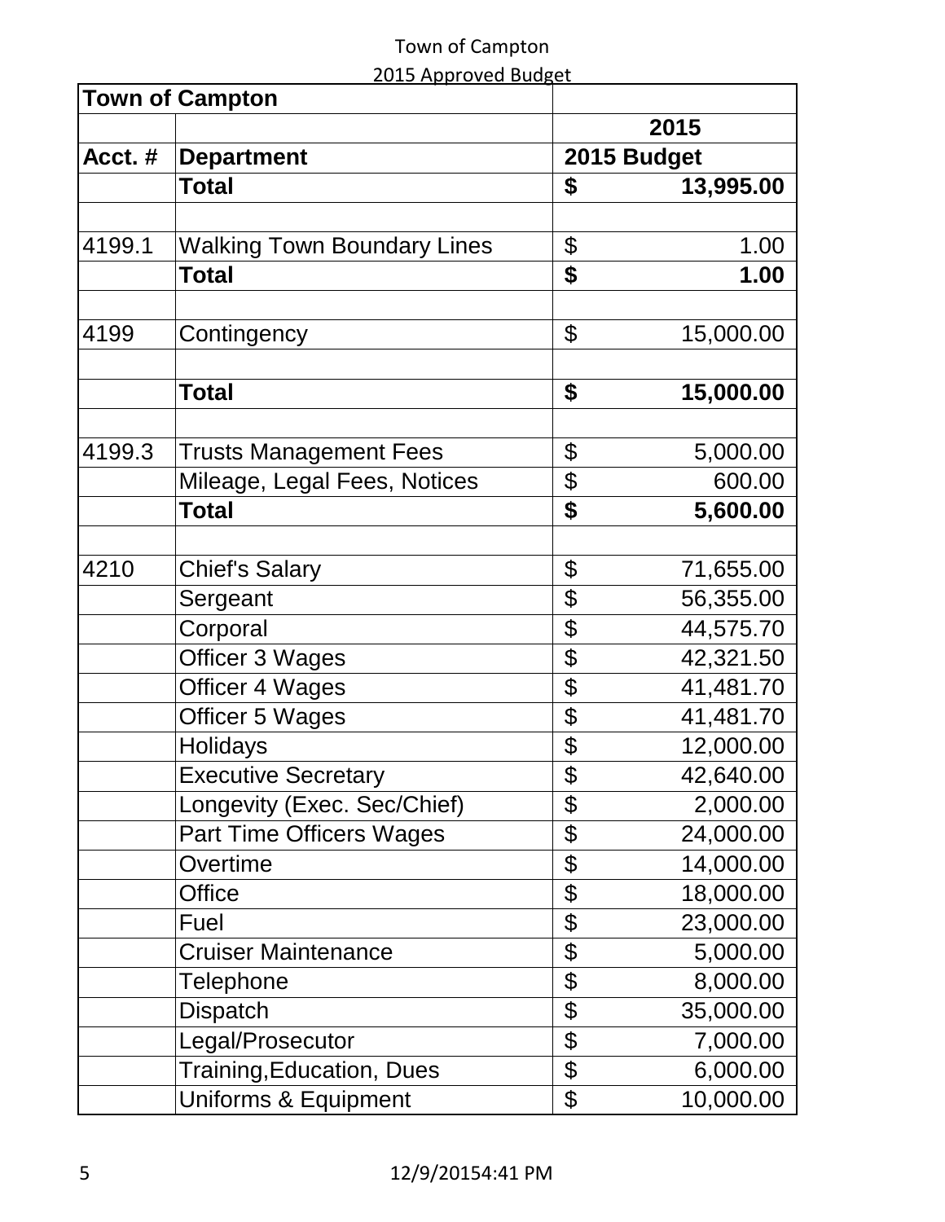Town of Campton
2015 Approved Budget

| Town of Campton | | |
| --- | --- | --- |
| | | 2015 |
| Acct. # | Department | 2015 Budget |
| | **Total** | **$ 13,995.00** |
| | | |
| 4199.1 | Walking Town Boundary Lines | $ 1.00 |
| | **Total** | **$ 1.00** |
| | | |
| 4199 | Contingency | $ 15,000.00 |
| | | |
| | **Total** | **$ 15,000.00** |
| | | |
| 4199.3 | Trusts Management Fees | $ 5,000.00 |
| | Mileage, Legal Fees, Notices | $ 600.00 |
| | **Total** | **$ 5,600.00** |
| | | |
| 4210 | Chief's Salary | $ 71,655.00 |
| | Sergeant | $ 56,355.00 |
| | Corporal | $ 44,575.70 |
| | Officer 3 Wages | $ 42,321.50 |
| | Officer 4 Wages | $ 41,481.70 |
| | Officer 5 Wages | $ 41,481.70 |
| | Holidays | $ 12,000.00 |
| | Executive Secretary | $ 42,640.00 |
| | Longevity (Exec. Sec/Chief) | $ 2,000.00 |
| | Part Time Officers Wages | $ 24,000.00 |
| | Overtime | $ 14,000.00 |
| | Office | $ 18,000.00 |
| | Fuel | $ 23,000.00 |
| | Cruiser Maintenance | $ 5,000.00 |
| | Telephone | $ 8,000.00 |
| | Dispatch | $ 35,000.00 |
| | Legal/Prosecutor | $ 7,000.00 |
| | Training,Education, Dues | $ 6,000.00 |
| | Uniforms & Equipment | $ 10,000.00 |

12/9/20154:41 PM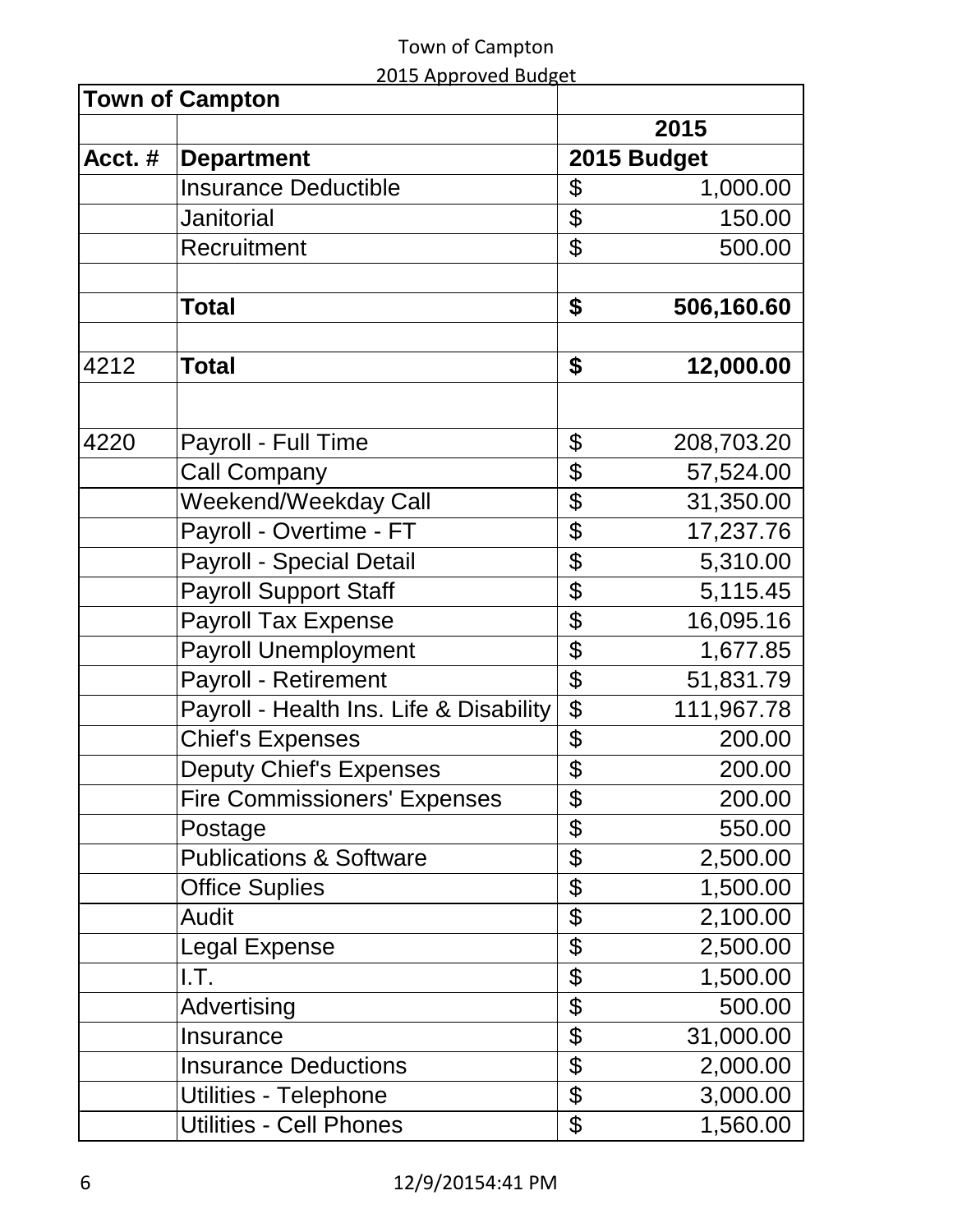| Town of Campton | | |
| --- | --- | --- |
| | | 2015 |
| Acct. # | Department | 2015 Budget |
| | Insurance Deductible | $ 1,000.00 |
| | Janitorial | $ 150.00 |
| | Recruitment | $ 500.00 |
| | | |
| | **Total** | **$ 506,160.60** |
| | | |
| 4212 | **Total** | **$ 12,000.00** |
| | | |
| 4220 | Payroll - Full Time | $ 208,703.20 |
| | Call Company | $ 57,524.00 |
| | Weekend/Weekday Call | $ 31,350.00 |
| | Payroll - Overtime - FT | $ 17,237.76 |
| | Payroll - Special Detail | $ 5,310.00 |
| | Payroll Support Staff | $ 5,115.45 |
| | Payroll Tax Expense | $ 16,095.16 |
| | Payroll Unemployment | $ 1,677.85 |
| | Payroll - Retirement | $ 51,831.79 |
| | Payroll - Health Ins. Life & Disability | $ 111,967.78 |
| | Chief's Expenses | $ 200.00 |
| | Deputy Chief's Expenses | $ 200.00 |
| | Fire Commissioners' Expenses | $ 200.00 |
| | Postage | $ 550.00 |
| | Publications & Software | $ 2,500.00 |
| | Office Suplies | $ 1,500.00 |
| | Audit | $ 2,100.00 |
| | Legal Expense | $ 2,500.00 |
| | I.T. | $ 1,500.00 |
| | Advertising | $ 500.00 |
| | Insurance | $ 31,000.00 |
| | Insurance Deductions | $ 2,000.00 |
| | Utilities - Telephone | $ 3,000.00 |
| | Utilities - Cell Phones | $ 1,560.00 |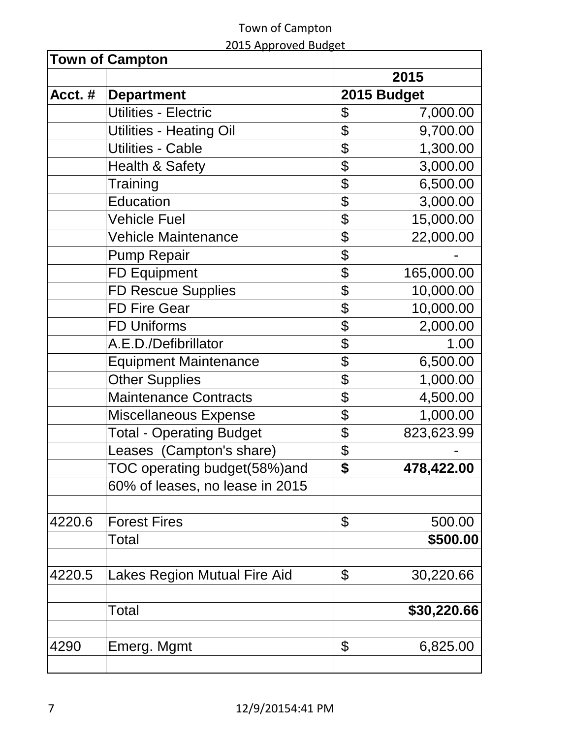Town of Campton

2015 Approved Budget

| Town of Campton | | |
| --- | --- | --- |
| | | 2015 |
| Acct. # | Department | 2015 Budget |
| | Utilities - Electric | $ 7,000.00 |
| | Utilities - Heating Oil | $ 9,700.00 |
| | Utilities - Cable | $ 1,300.00 |
| | Health & Safety | $ 3,000.00 |
| | Training | $ 6,500.00 |
| | Education | $ 3,000.00 |
| | Vehicle Fuel | $ 15,000.00 |
| | Vehicle Maintenance | $ 22,000.00 |
| | Pump Repair | $ - |
| | FD Equipment | $ 165,000.00 |
| | FD Rescue Supplies | $ 10,000.00 |
| | FD Fire Gear | $ 10,000.00 |
| | FD Uniforms | $ 2,000.00 |
| | A.E.D./Defibrillator | $ 1.00 |
| | Equipment Maintenance | $ 6,500.00 |
| | Other Supplies | $ 1,000.00 |
| | Maintenance Contracts | $ 4,500.00 |
| | Miscellaneous Expense | $ 1,000.00 |
| | Total - Operating Budget | $ 823,623.99 |
| | Leases (Campton's share) | $ - |
| | TOC operating budget(58%)and | **$ 478,422.00** |
| | 60% of leases, no lease in 2015 | |
| | | |
| 4220.6 | Forest Fires | $ 500.00 |
| | Total | **$500.00** |
| | | |
| 4220.5 | Lakes Region Mutual Fire Aid | $ 30,220.66 |
| | | |
| | Total | **$30,220.66** |
| | | |
| 4290 | Emerg. Mgmt | $ 6,825.00 |
| | | |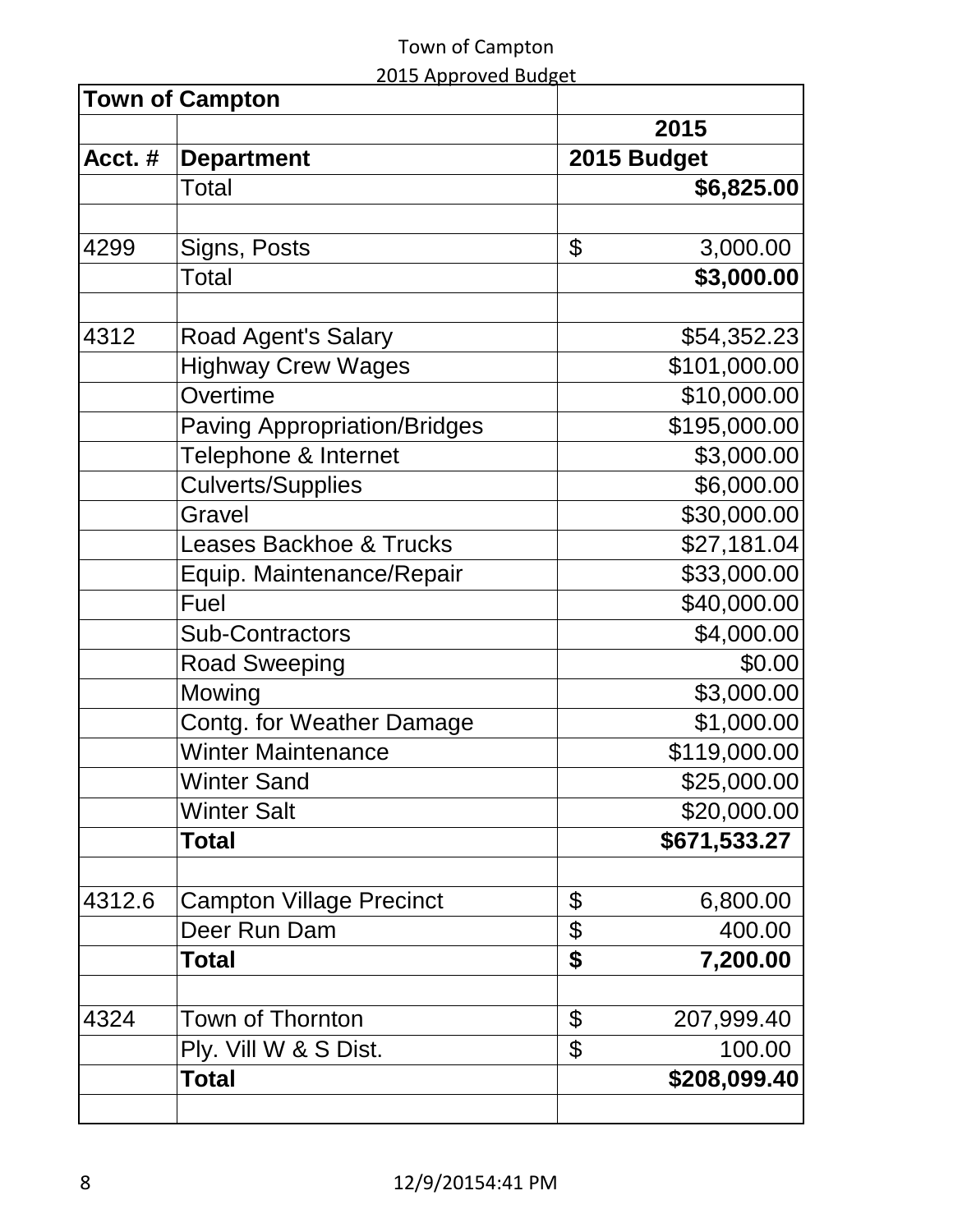Town of Campton

2015 Approved Budget

| Town of Campton | | |
|---|---|---|
| | | 2015 |
| Acct. # | Department | 2015 Budget |
| | Total | **$6,825.00** |
| | | |
| 4299 | Signs, Posts | $ 3,000.00 |
| | Total | **$3,000.00** |
| | | |
| 4312 | Road Agent's Salary | $54,352.23 |
| | Highway Crew Wages | $101,000.00 |
| | Overtime | $10,000.00 |
| | Paving Appropriation/Bridges | $195,000.00 |
| | Telephone & Internet | $3,000.00 |
| | Culverts/Supplies | $6,000.00 |
| | Gravel | $30,000.00 |
| | Leases Backhoe & Trucks | $27,181.04 |
| | Equip. Maintenance/Repair | $33,000.00 |
| | Fuel | $40,000.00 |
| | Sub-Contractors | $4,000.00 |
| | Road Sweeping | $0.00 |
| | Mowing | $3,000.00 |
| | Contg. for Weather Damage | $1,000.00 |
| | Winter Maintenance | $119,000.00 |
| | Winter Sand | $25,000.00 |
| | Winter Salt | $20,000.00 |
| | **Total** | **$671,533.27** |
| | | |
| 4312.6 | Campton Village Precinct | $ 6,800.00 |
| | Deer Run Dam | $ 400.00 |
| | **Total** | **$ 7,200.00** |
| | | |
| 4324 | Town of Thornton | $ 207,999.40 |
| | Ply. Vill W & S Dist. | $ 100.00 |
| | **Total** | **$208,099.40** |
| | | |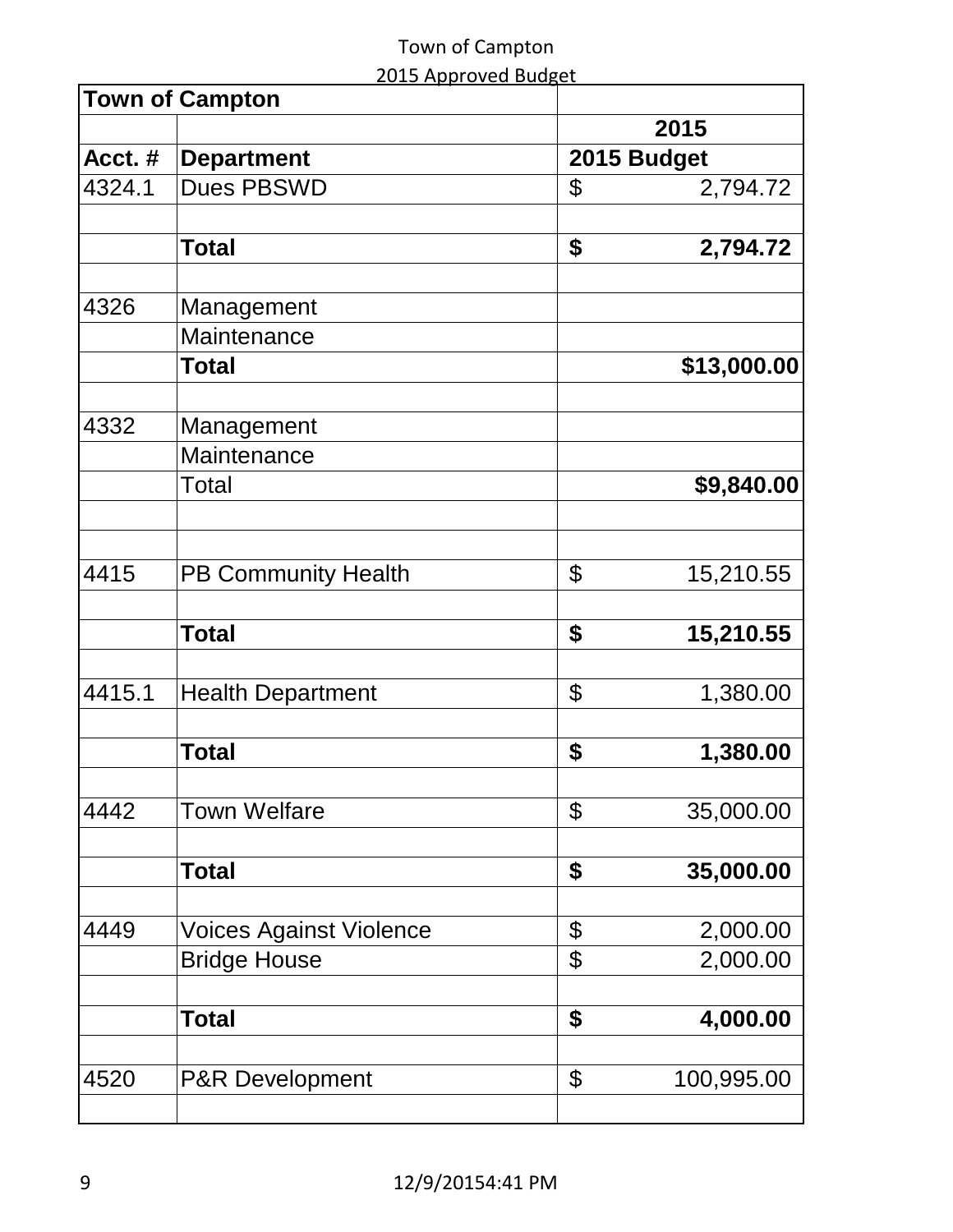Town of Campton

2015 Approved Budget

| Town of Campton | | |
|---|---|---|
| | | 2015 |
| Acct. # | Department | 2015 Budget |
| 4324.1 | Dues PBSWD | $ 2,794.72 |
| | | |
| | **Total** | **$ 2,794.72** |
| | | |
| 4326 | Management | |
| | Maintenance | |
| | **Total** | **$13,000.00** |
| | | |
| 4332 | Management | |
| | Maintenance | |
| | Total | **$9,840.00** |
| | | |
| | | |
| 4415 | PB Community Health | $ 15,210.55 |
| | | |
| | **Total** | **$ 15,210.55** |
| | | |
| 4415.1 | Health Department | $ 1,380.00 |
| | | |
| | **Total** | **$ 1,380.00** |
| | | |
| 4442 | Town Welfare | $ 35,000.00 |
| | | |
| | **Total** | **$ 35,000.00** |
| | | |
| 4449 | Voices Against Violence | $ 2,000.00 |
| | Bridge House | $ 2,000.00 |
| | | |
| | **Total** | **$ 4,000.00** |
| | | |
| 4520 | P&R Development | $ 100,995.00 |
| | | |

12/9/20154:41 PM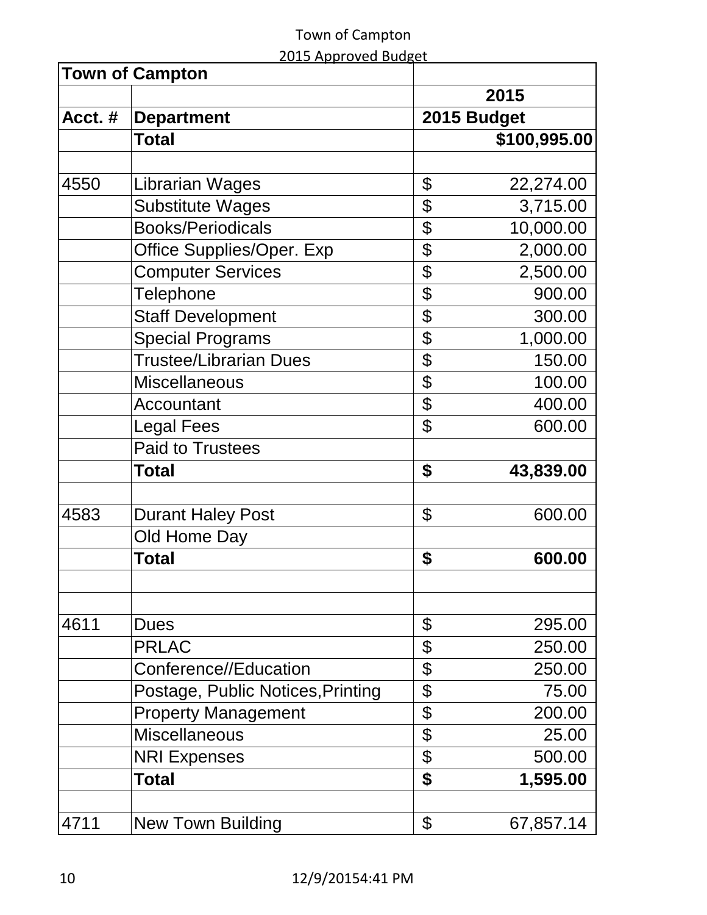Town of Campton

2015 Approved Budget

| Town of Campton | | |
|---|---|---|
| | | 2015 |
| Acct. # | Department | 2015 Budget |
| | **Total** | **$100,995.00** |
| | | |
| 4550 | Librarian Wages | $ 22,274.00 |
| | Substitute Wages | $ 3,715.00 |
| | Books/Periodicals | $ 10,000.00 |
| | Office Supplies/Oper. Exp | $ 2,000.00 |
| | Computer Services | $ 2,500.00 |
| | Telephone | $ 900.00 |
| | Staff Development | $ 300.00 |
| | Special Programs | $ 1,000.00 |
| | Trustee/Librarian Dues | $ 150.00 |
| | Miscellaneous | $ 100.00 |
| | Accountant | $ 400.00 |
| | Legal Fees | $ 600.00 |
| | Paid to Trustees | |
| | **Total** | **$ 43,839.00** |
| | | |
| 4583 | Durant Haley Post | $ 600.00 |
| | Old Home Day | |
| | **Total** | **$ 600.00** |
| | | |
| | | |
| 4611 | Dues | $ 295.00 |
| | PRLAC | $ 250.00 |
| | Conference//Education | $ 250.00 |
| | Postage, Public Notices,Printing | $ 75.00 |
| | Property Management | $ 200.00 |
| | Miscellaneous | $ 25.00 |
| | NRI Expenses | $ 500.00 |
| | **Total** | **$ 1,595.00** |
| | | |
| 4711 | New Town Building | $ 67,857.14 |

12/9/20154:41 PM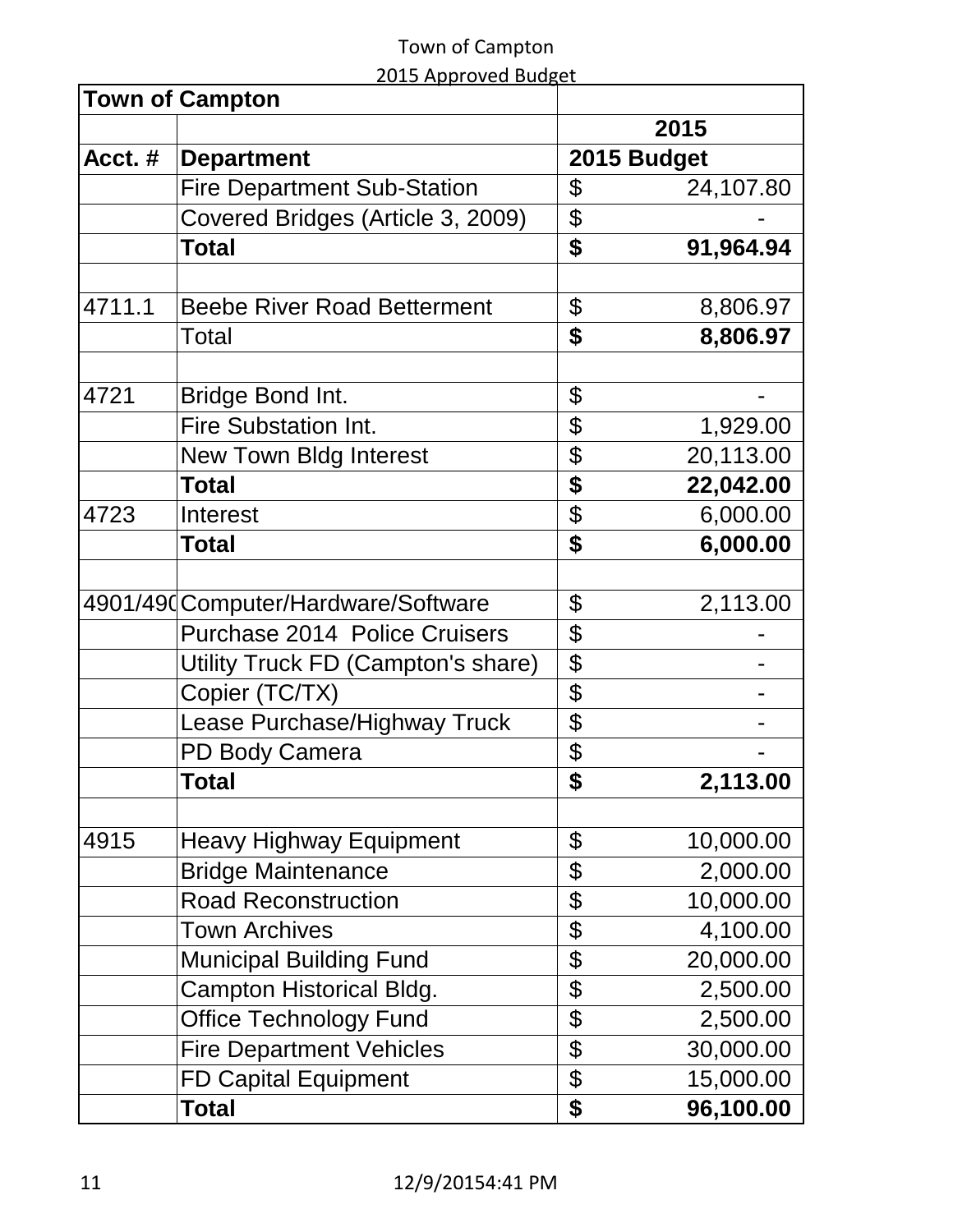Town of Campton

2015 Approved Budget

| **Town of Campton** | | |
|---|---|---|
| | | **2015** |
| **Acct. #** | **Department** | **2015 Budget** |
| | Fire Department Sub-Station | $ 24,107.80 |
| | Covered Bridges (Article 3, 2009) | $ - |
| | **Total** | **$ 91,964.94** |
| | | |
| 4711.1 | Beebe River Road Betterment | $ 8,806.97 |
| | Total | **$ 8,806.97** |
| | | |
| 4721 | Bridge Bond Int. | $ - |
| | Fire Substation Int. | $ 1,929.00 |
| | New Town Bldg Interest | $ 20,113.00 |
| | **Total** | **$ 22,042.00** |
| 4723 | Interest | $ 6,000.00 |
| | **Total** | **$ 6,000.00** |
| | | |
| 4901/490 | Computer/Hardware/Software | $ 2,113.00 |
| | Purchase 2014 Police Cruisers | $ - |
| | Utility Truck FD (Campton's share) | $ - |
| | Copier (TC/TX) | $ - |
| | Lease Purchase/Highway Truck | $ - |
| | PD Body Camera | $ - |
| | **Total** | **$ 2,113.00** |
| | | |
| 4915 | Heavy Highway Equipment | $ 10,000.00 |
| | Bridge Maintenance | $ 2,000.00 |
| | Road Reconstruction | $ 10,000.00 |
| | Town Archives | $ 4,100.00 |
| | Municipal Building Fund | $ 20,000.00 |
| | Campton Historical Bldg. | $ 2,500.00 |
| | Office Technology Fund | $ 2,500.00 |
| | Fire Department Vehicles | $ 30,000.00 |
| | FD Capital Equipment | $ 15,000.00 |
| | **Total** | **$ 96,100.00** |

12/9/2015 4:41 PM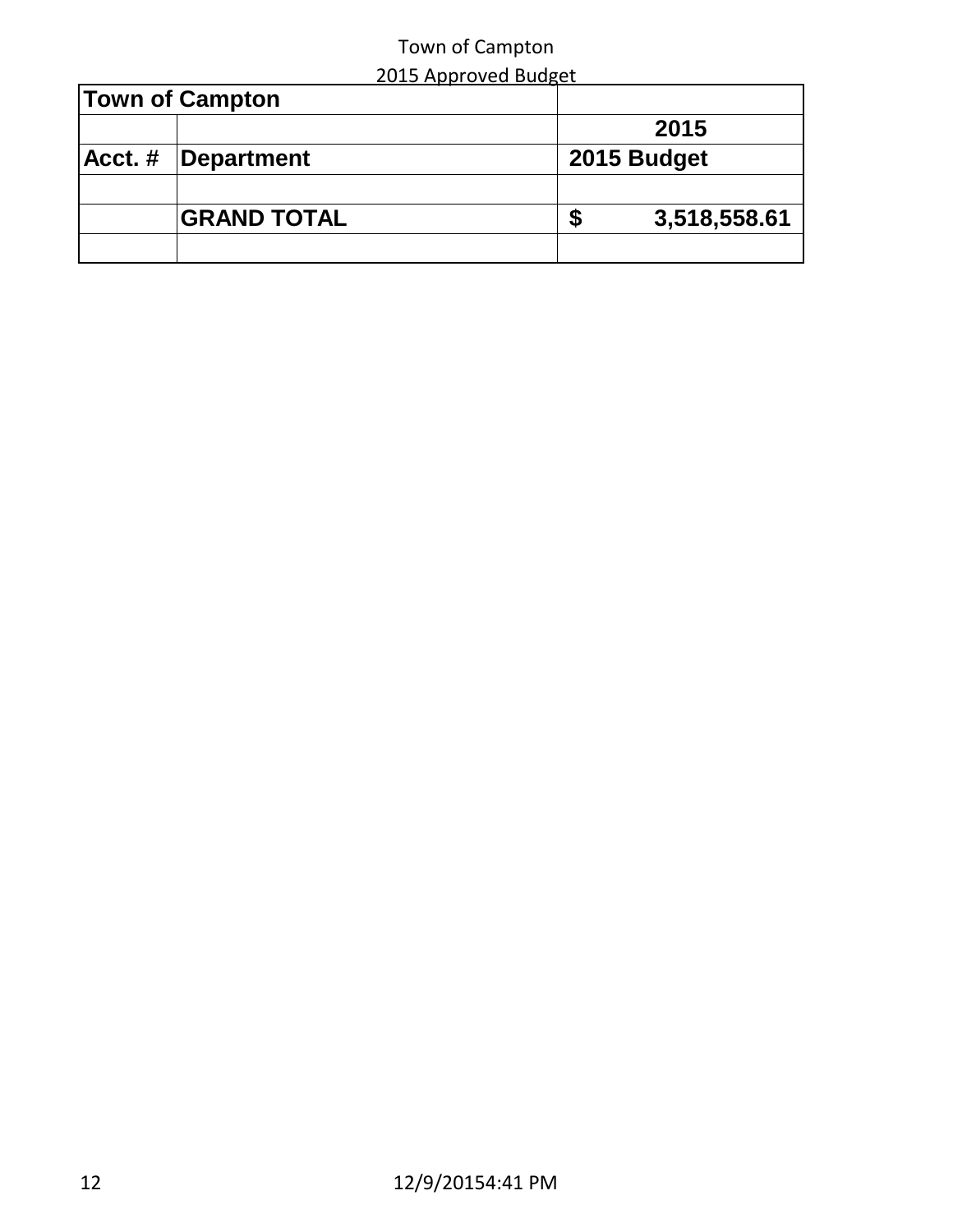| Town of Campton | | |
|---|---|---|
| | | 2015 |
| Acct. # | Department | 2015 Budget |
| | | |
| | GRAND TOTAL | $ 3,518,558.61 |
| | | |